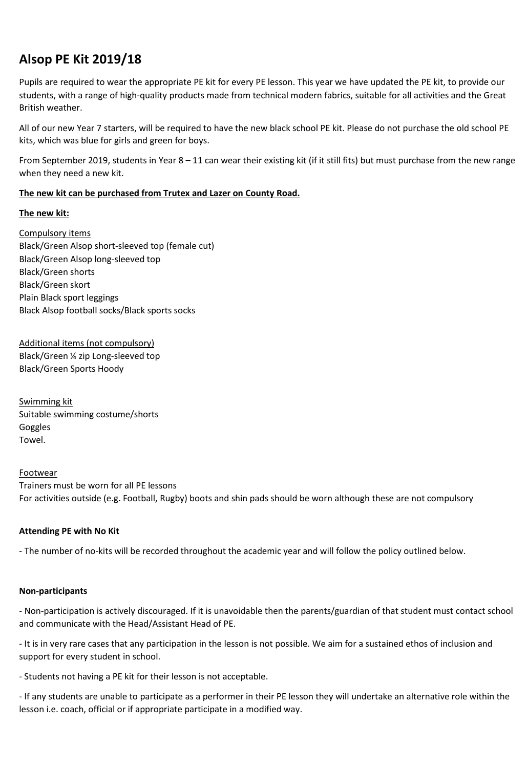# Alsop PE Kit 2019/18

Pupils are required to wear the appropriate PE kit for every PE lesson. This year we have updated the PE kit, to provide our students, with a range of high-quality products made from technical modern fabrics, suitable for all activities and the Great British weather.

All of our new Year 7 starters, will be required to have the new black school PE kit. Please do not purchase the old school PE kits, which was blue for girls and green for boys.

From September 2019, students in Year 8 – 11 can wear their existing kit (if it still fits) but must purchase from the new range when they need a new kit.

**The new kit can be purchased from Trutex and Lazer on County Road.**

**The new kit:**

Compulsory items
Black/Green Alsop short-sleeved top (female cut)
Black/Green Alsop long-sleeved top
Black/Green shorts
Black/Green skort
Plain Black sport leggings
Black Alsop football socks/Black sports socks

Additional items (not compulsory)
Black/Green ¼ zip Long-sleeved top
Black/Green Sports Hoody

Swimming kit
Suitable swimming costume/shorts
Goggles
Towel.

Footwear
Trainers must be worn for all PE lessons
For activities outside (e.g. Football, Rugby) boots and shin pads should be worn although these are not compulsory

**Attending PE with No Kit**

- The number of no-kits will be recorded throughout the academic year and will follow the policy outlined below.

**Non-participants**

- Non-participation is actively discouraged. If it is unavoidable then the parents/guardian of that student must contact school and communicate with the Head/Assistant Head of PE.

- It is in very rare cases that any participation in the lesson is not possible. We aim for a sustained ethos of inclusion and support for every student in school.

- Students not having a PE kit for their lesson is not acceptable.

- If any students are unable to participate as a performer in their PE lesson they will undertake an alternative role within the lesson i.e. coach, official or if appropriate participate in a modified way.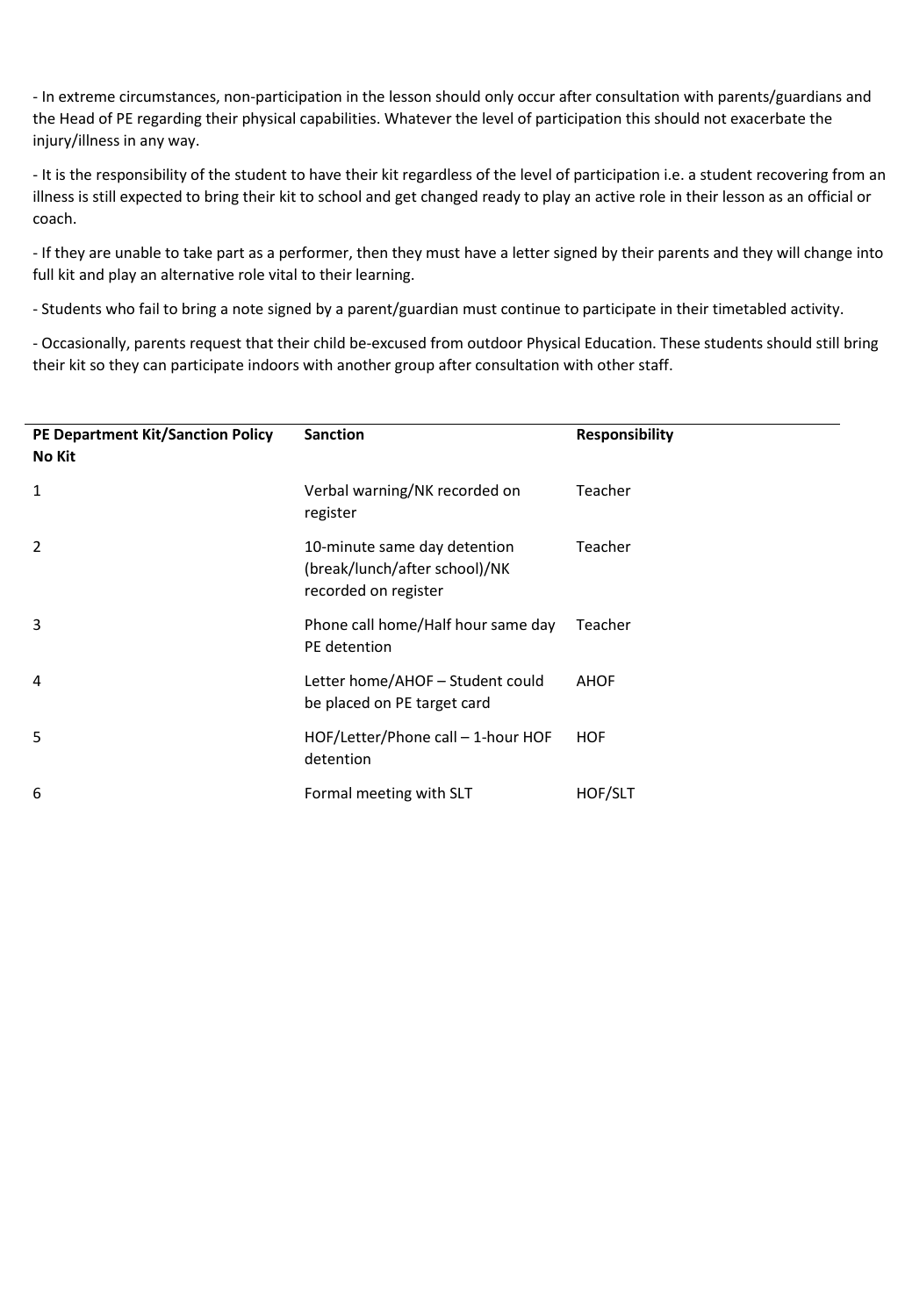- In extreme circumstances, non-participation in the lesson should only occur after consultation with parents/guardians and the Head of PE regarding their physical capabilities. Whatever the level of participation this should not exacerbate the injury/illness in any way.

- It is the responsibility of the student to have their kit regardless of the level of participation i.e. a student recovering from an illness is still expected to bring their kit to school and get changed ready to play an active role in their lesson as an official or coach.

- If they are unable to take part as a performer, then they must have a letter signed by their parents and they will change into full kit and play an alternative role vital to their learning.

- Students who fail to bring a note signed by a parent/guardian must continue to participate in their timetabled activity.

- Occasionally, parents request that their child be-excused from outdoor Physical Education. These students should still bring their kit so they can participate indoors with another group after consultation with other staff.

| **PE Department Kit/Sanction Policy No Kit** | **Sanction** | **Responsibility** |
|---|---|---|
| 1 | Verbal warning/NK recorded on register | Teacher |
| 2 | 10-minute same day detention (break/lunch/after school)/NK recorded on register | Teacher |
| 3 | Phone call home/Half hour same day PE detention | Teacher |
| 4 | Letter home/AHOF – Student could be placed on PE target card | AHOF |
| 5 | HOF/Letter/Phone call – 1-hour HOF detention | HOF |
| 6 | Formal meeting with SLT | HOF/SLT |